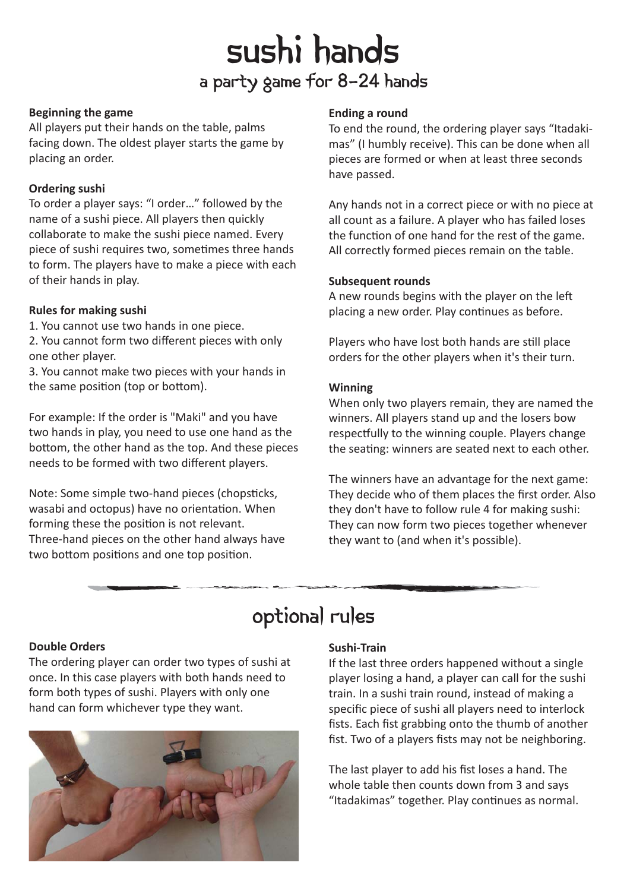# sushi hands

## a party game for 8-24 hands

**Beginning the game**

All players put their hands on the table, palms facing down. The oldest player starts the game by placing an order.

**Ordering sushi**

To order a player says: "I order…" followed by the name of a sushi piece. All players then quickly collaborate to make the sushi piece named. Every piece of sushi requires two, sometimes three hands to form. The players have to make a piece with each of their hands in play.

**Rules for making sushi**

1. You cannot use two hands in one piece.
2. You cannot form two different pieces with only one other player.
3. You cannot make two pieces with your hands in the same position (top or bottom).

For example: If the order is "Maki" and you have two hands in play, you need to use one hand as the bottom, the other hand as the top. And these pieces needs to be formed with two different players.

Note: Some simple two-hand pieces (chopsticks, wasabi and octopus) have no orientation. When forming these the position is not relevant. Three-hand pieces on the other hand always have two bottom positions and one top position.

**Ending a round**

To end the round, the ordering player says "Itadakimas" (I humbly receive). This can be done when all pieces are formed or when at least three seconds have passed.

Any hands not in a correct piece or with no piece at all count as a failure. A player who has failed loses the function of one hand for the rest of the game. All correctly formed pieces remain on the table.

**Subsequent rounds**

A new rounds begins with the player on the left placing a new order. Play continues as before.

Players who have lost both hands are still place orders for the other players when it's their turn.

**Winning**

When only two players remain, they are named the winners. All players stand up and the losers bow respectfully to the winning couple. Players change the seating: winners are seated next to each other.

The winners have an advantage for the next game: They decide who of them places the first order. Also they don't have to follow rule 4 for making sushi: They can now form two pieces together whenever they want to (and when it's possible).

# optional rules

**Double Orders**

The ordering player can order two types of sushi at once. In this case players with both hands need to form both types of sushi. Players with only one hand can form whichever type they want.

**Sushi-Train**

If the last three orders happened without a single player losing a hand, a player can call for the sushi train. In a sushi train round, instead of making a specific piece of sushi all players need to interlock fists. Each fist grabbing onto the thumb of another fist. Two of a players fists may not be neighboring.

The last player to add his fist loses a hand. The whole table then counts down from 3 and says "Itadakimas" together. Play continues as normal.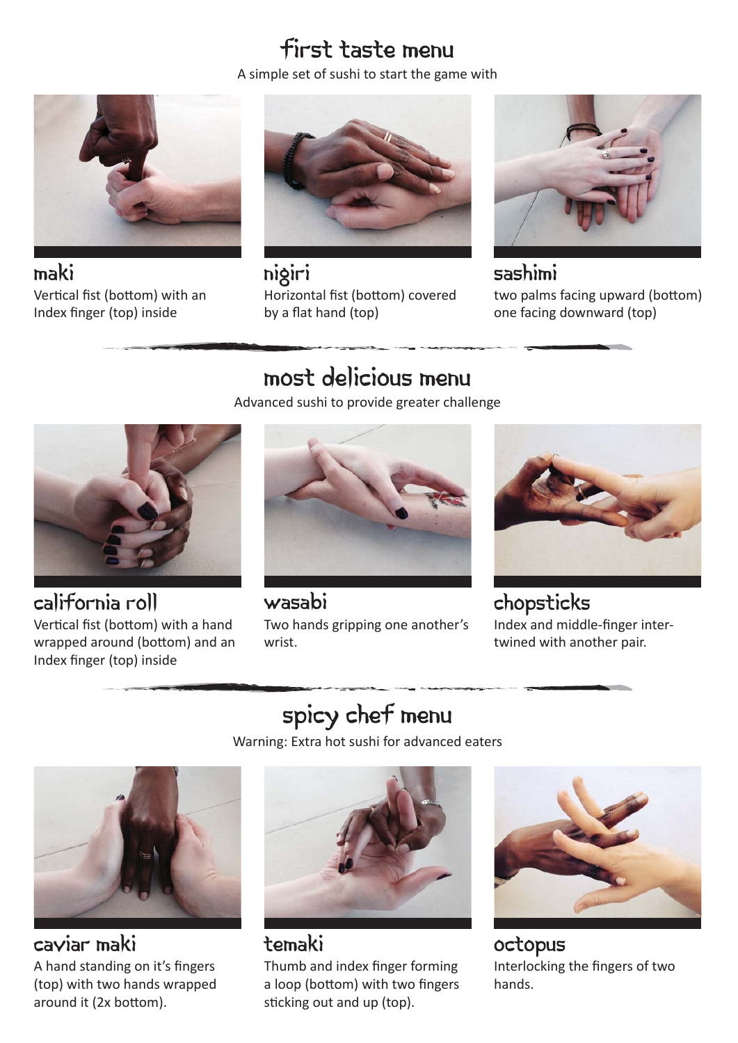## first taste menu

A simple set of sushi to start the game with

### maki

Vertical fist (bottom) with an Index finger (top) inside

### nigiri

Horizontal fist (bottom) covered by a flat hand (top)

### sashimi

two palms facing upward (bottom) one facing downward (top)

## most delicious menu

Advanced sushi to provide greater challenge

### california roll

Vertical fist (bottom) with a hand wrapped around (bottom) and an Index finger (top) inside

### wasabi

Two hands gripping one another's wrist.

### chopsticks

Index and middle-finger inter-twined with another pair.

## spicy chef menu

Warning: Extra hot sushi for advanced eaters

### caviar maki

A hand standing on it's fingers (top) with two hands wrapped around it (2x bottom).

### temaki

Thumb and index finger forming a loop (bottom) with two fingers sticking out and up (top).

### octopus

Interlocking the fingers of two hands.